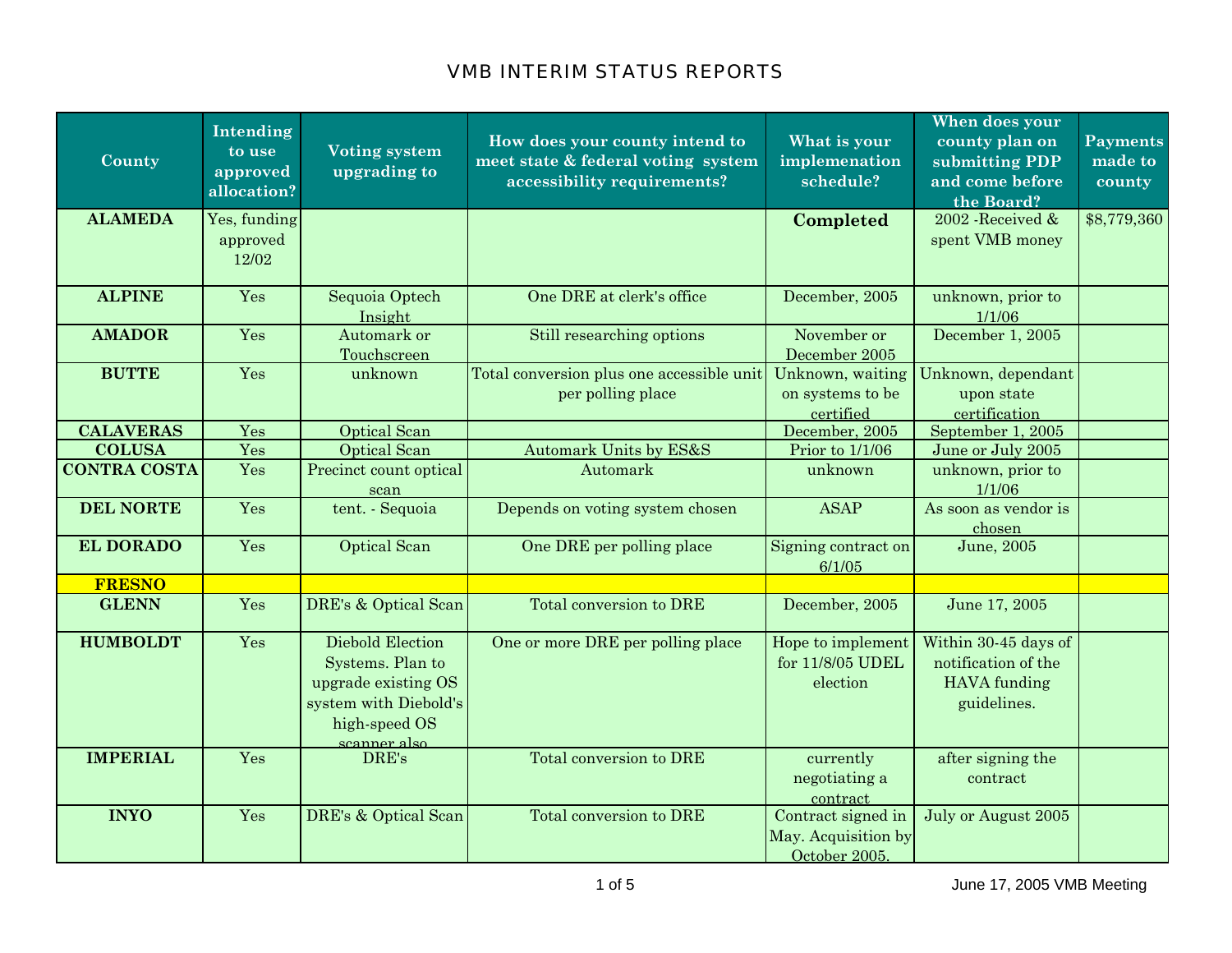# VMB INTERIM STATUS REPORTS

| County | Intending to use approved allocation? | Voting system upgrading to | How does your county intend to meet state & federal voting system accessibility requirements? | What is your implemenation schedule? | When does your county plan on submitting PDP and come before the Board? | Payments made to county |
|---|---|---|---|---|---|---|
| **ALAMEDA** | Yes, funding approved 12/02 | | | **Completed** | 2002 -Received & spent VMB money | $8,779,360 |
| **ALPINE** | Yes | Sequoia Optech Insight | One DRE at clerk's office | December, 2005 | unknown, prior to 1/1/06 | |
| **AMADOR** | Yes | Automark or Touchscreen | Still researching options | November or December 2005 | December 1, 2005 | |
| **BUTTE** | Yes | unknown | Total conversion plus one accessible unit per polling place | Unknown, waiting on systems to be certified | Unknown, dependant upon state certification | |
| **CALAVERAS** | Yes | Optical Scan | | December, 2005 | September 1, 2005 | |
| **COLUSA** | Yes | Optical Scan | Automark Units by ES&S | Prior to 1/1/06 | June or July 2005 | |
| **CONTRA COSTA** | Yes | Precinct count optical scan | Automark | unknown | unknown, prior to 1/1/06 | |
| **DEL NORTE** | Yes | tent. - Sequoia | Depends on voting system chosen | ASAP | As soon as vendor is chosen | |
| **EL DORADO** | Yes | Optical Scan | One DRE per polling place | Signing contract on 6/1/05 | June, 2005 | |
| **FRESNO** | | | | | | |
| **GLENN** | Yes | DRE's & Optical Scan | Total conversion to DRE | December, 2005 | June 17, 2005 | |
| **HUMBOLDT** | Yes | Diebold Election Systems. Plan to upgrade existing OS system with Diebold's high-speed OS scanner also | One or more DRE per polling place | Hope to implement for 11/8/05 UDEL election | Within 30-45 days of notification of the HAVA funding guidelines. | |
| **IMPERIAL** | Yes | DRE's | Total conversion to DRE | currently negotiating a contract | after signing the contract | |
| **INYO** | Yes | DRE's & Optical Scan | Total conversion to DRE | Contract signed in May. Acquisition by October 2005. | July or August 2005 | |

June 17, 2005 VMB Meeting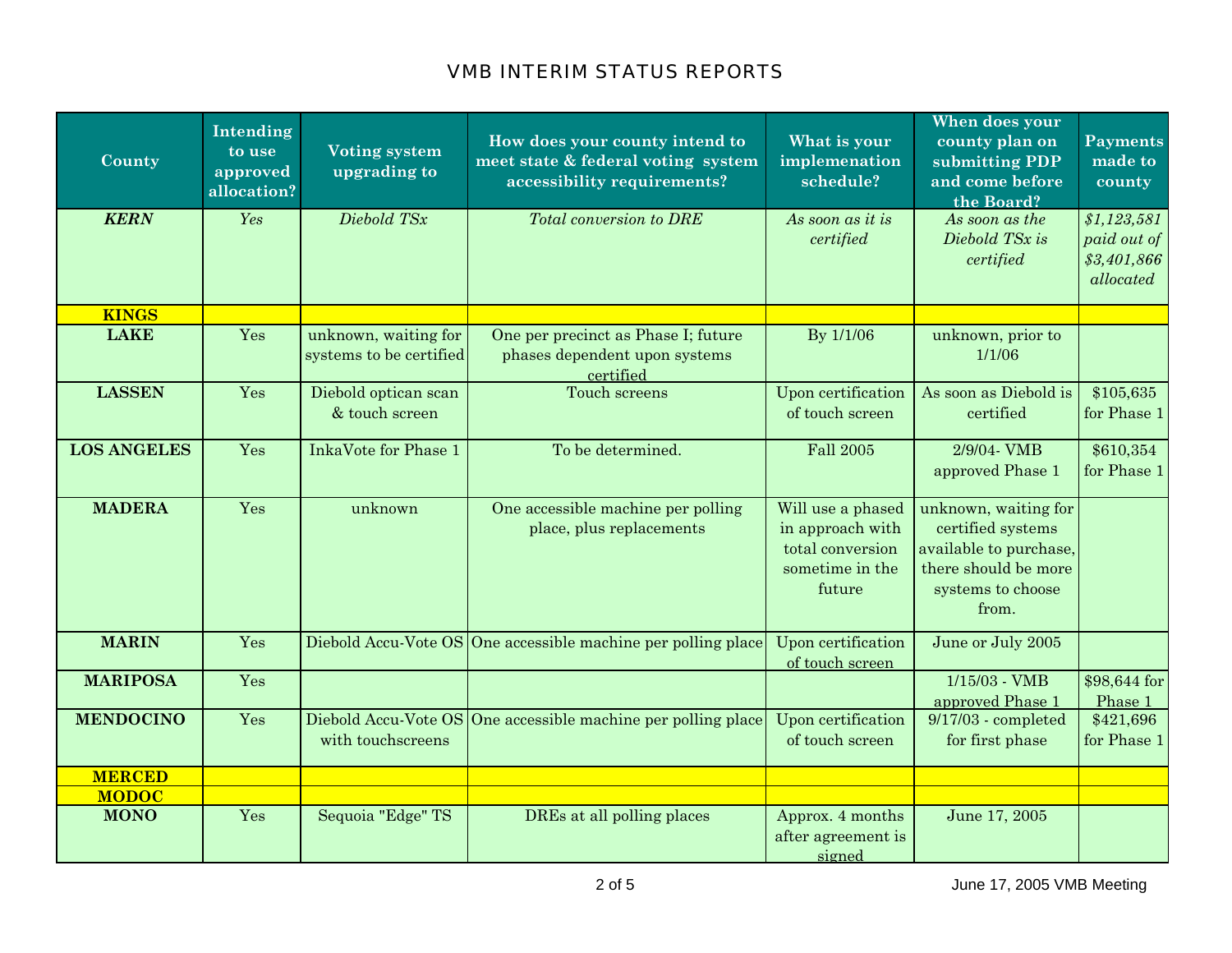# VMB INTERIM STATUS REPORTS

| County | Intending to use approved allocation? | Voting system upgrading to | How does your county intend to meet state & federal voting system accessibility requirements? | What is your implemenation schedule? | When does your county plan on submitting PDP and come before the Board? | Payments made to county |
|---|---|---|---|---|---|---|
| ***KERN*** | *Yes* | *Diebold TSx* | *Total conversion to DRE* | *As soon as it is certified* | *As soon as the Diebold TSx is certified* | *$1,123,581 paid out of $3,401,866 allocated* |
| **KINGS** | | | | | | |
| **LAKE** | Yes | unknown, waiting for systems to be certified | One per precinct as Phase I; future phases dependent upon systems certified | By 1/1/06 | unknown, prior to 1/1/06 | |
| **LASSEN** | Yes | Diebold optican scan & touch screen | Touch screens | Upon certification of touch screen | As soon as Diebold is certified | $105,635 for Phase 1 |
| **LOS ANGELES** | Yes | InkaVote for Phase 1 | To be determined. | Fall 2005 | 2/9/04- VMB approved Phase 1 | $610,354 for Phase 1 |
| **MADERA** | Yes | unknown | One accessible machine per polling place, plus replacements | Will use a phased in approach with total conversion sometime in the future | unknown, waiting for certified systems available to purchase, there should be more systems to choose from. | |
| **MARIN** | Yes | Diebold Accu-Vote OS | One accessible machine per polling place | Upon certification of touch screen | June or July 2005 | |
| **MARIPOSA** | Yes | | | | 1/15/03 - VMB approved Phase 1 | $98,644 for Phase 1 |
| **MENDOCINO** | Yes | Diebold Accu-Vote OS with touchscreens | One accessible machine per polling place | Upon certification of touch screen | 9/17/03 - completed for first phase | $421,696 for Phase 1 |
| **MERCED** | | | | | | |
| **MODOC** | | | | | | |
| **MONO** | Yes | Sequoia "Edge" TS | DREs at all polling places | Approx. 4 months after agreement is signed | June 17, 2005 | |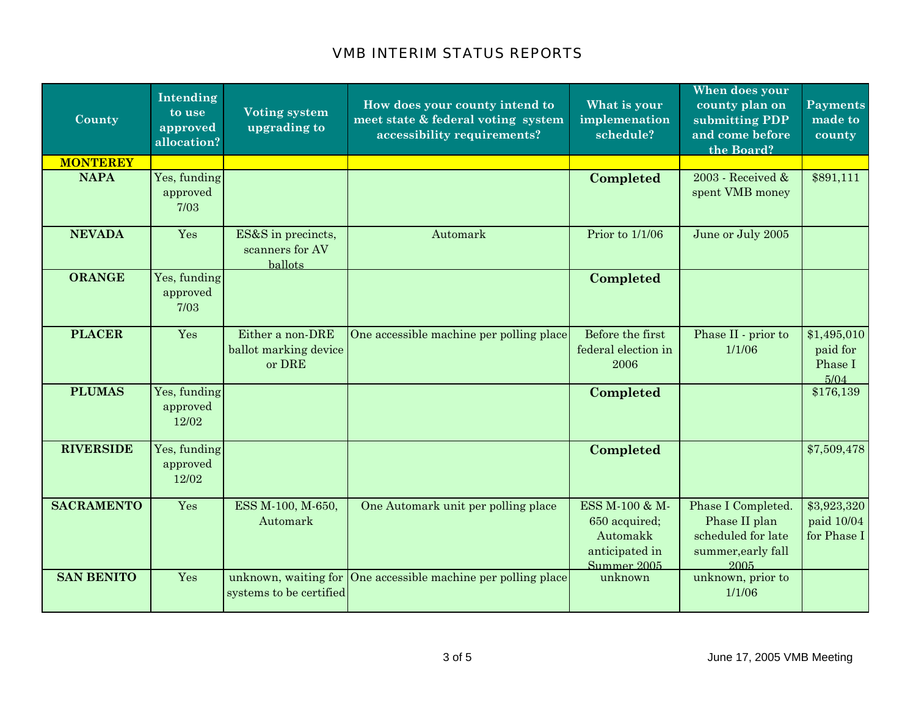# VMB INTERIM STATUS REPORTS

| County | Intending to use approved allocation? | Voting system upgrading to | How does your county intend to meet state & federal voting system accessibility requirements? | What is your implemenation schedule? | When does your county plan on submitting PDP and come before the Board? | Payments made to county |
|---|---|---|---|---|---|---|
| **MONTEREY** | | | | | | |
| **NAPA** | Yes, funding approved 7/03 | | | **Completed** | 2003 - Received & spent VMB money | $891,111 |
| **NEVADA** | Yes | ES&S in precincts, scanners for AV ballots | Automark | Prior to 1/1/06 | June or July 2005 | |
| **ORANGE** | Yes, funding approved 7/03 | | | **Completed** | | |
| **PLACER** | Yes | Either a non-DRE ballot marking device or DRE | One accessible machine per polling place | Before the first federal election in 2006 | Phase II - prior to 1/1/06 | $1,495,010 paid for Phase I 5/04 |
| **PLUMAS** | Yes, funding approved 12/02 | | | **Completed** | | $176,139 |
| **RIVERSIDE** | Yes, funding approved 12/02 | | | **Completed** | | $7,509,478 |
| **SACRAMENTO** | Yes | ESS M-100, M-650, Automark | One Automark unit per polling place | ESS M-100 & M-650 acquired; Automakk anticipated in Summer 2005 | Phase I Completed. Phase II plan scheduled for late summer,early fall 2005 | $3,923,320 paid 10/04 for Phase I |
| **SAN BENITO** | Yes | unknown, waiting for systems to be certified | One accessible machine per polling place | unknown | unknown, prior to 1/1/06 | |

June 17, 2005 VMB Meeting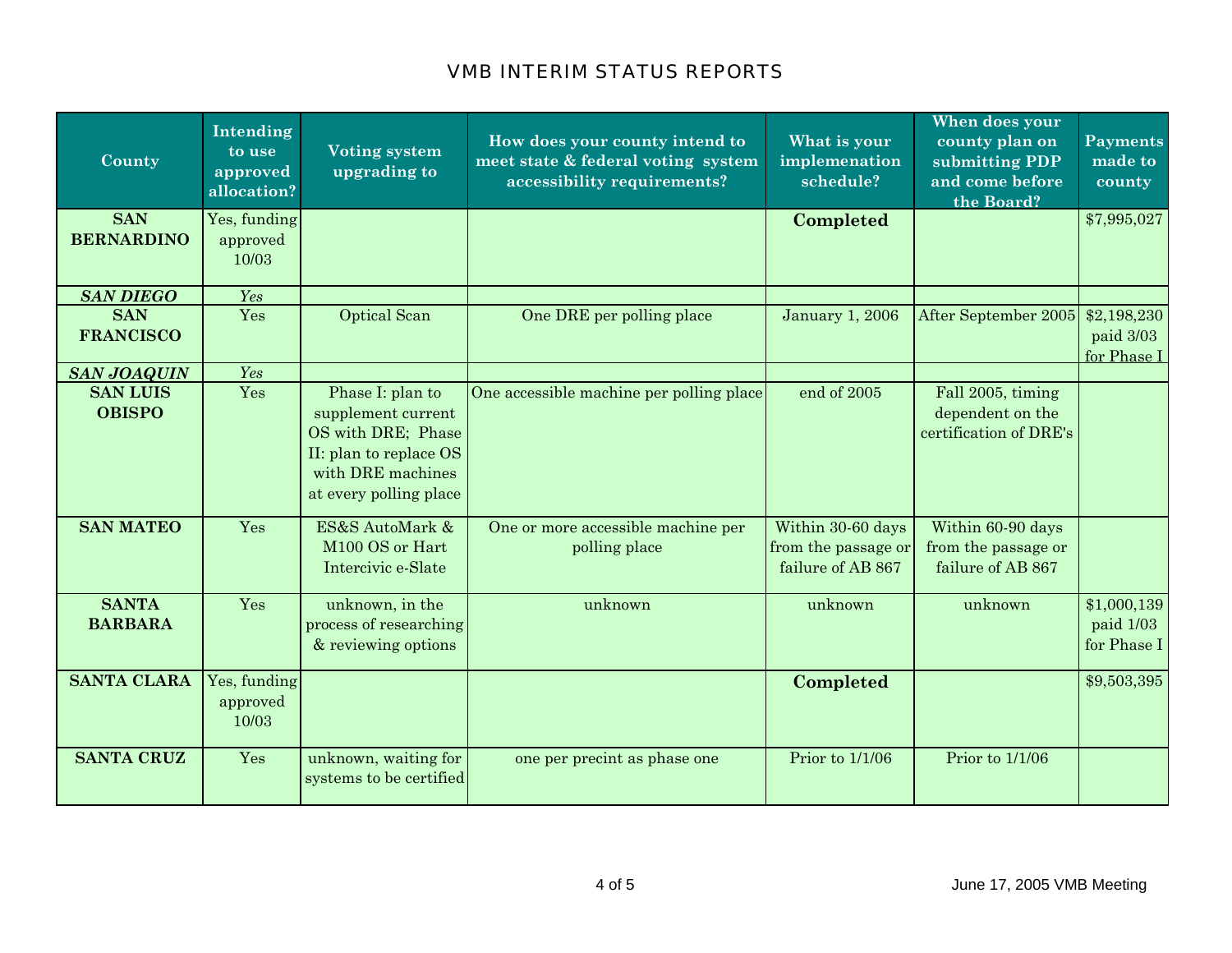# VMB INTERIM STATUS REPORTS

| County | Intending to use approved allocation? | Voting system upgrading to | How does your county intend to meet state & federal voting system accessibility requirements? | What is your implemenation schedule? | When does your county plan on submitting PDP and come before the Board? | Payments made to county |
|---|---|---|---|---|---|---|
| **SAN BERNARDINO** | Yes, funding approved 10/03 | | | **Completed** | | $7,995,027 |
| ***SAN DIEGO*** | *Yes* | | | | | |
| **SAN FRANCISCO** | Yes | Optical Scan | One DRE per polling place | January 1, 2006 | After September 2005 | $2,198,230 paid 3/03 for Phase I |
| ***SAN JOAQUIN*** | *Yes* | | | | | |
| **SAN LUIS OBISPO** | Yes | Phase I: plan to supplement current OS with DRE; Phase II: plan to replace OS with DRE machines at every polling place | One accessible machine per polling place | end of 2005 | Fall 2005, timing dependent on the certification of DRE's | |
| **SAN MATEO** | Yes | ES&S AutoMark & M100 OS or Hart Intercivic e-Slate | One or more accessible machine per polling place | Within 30-60 days from the passage or failure of AB 867 | Within 60-90 days from the passage or failure of AB 867 | |
| **SANTA BARBARA** | Yes | unknown, in the process of researching & reviewing options | unknown | unknown | unknown | $1,000,139 paid 1/03 for Phase I |
| **SANTA CLARA** | Yes, funding approved 10/03 | | | **Completed** | | $9,503,395 |
| **SANTA CRUZ** | Yes | unknown, waiting for systems to be certified | one per precint as phase one | Prior to 1/1/06 | Prior to 1/1/06 | |

June 17, 2005 VMB Meeting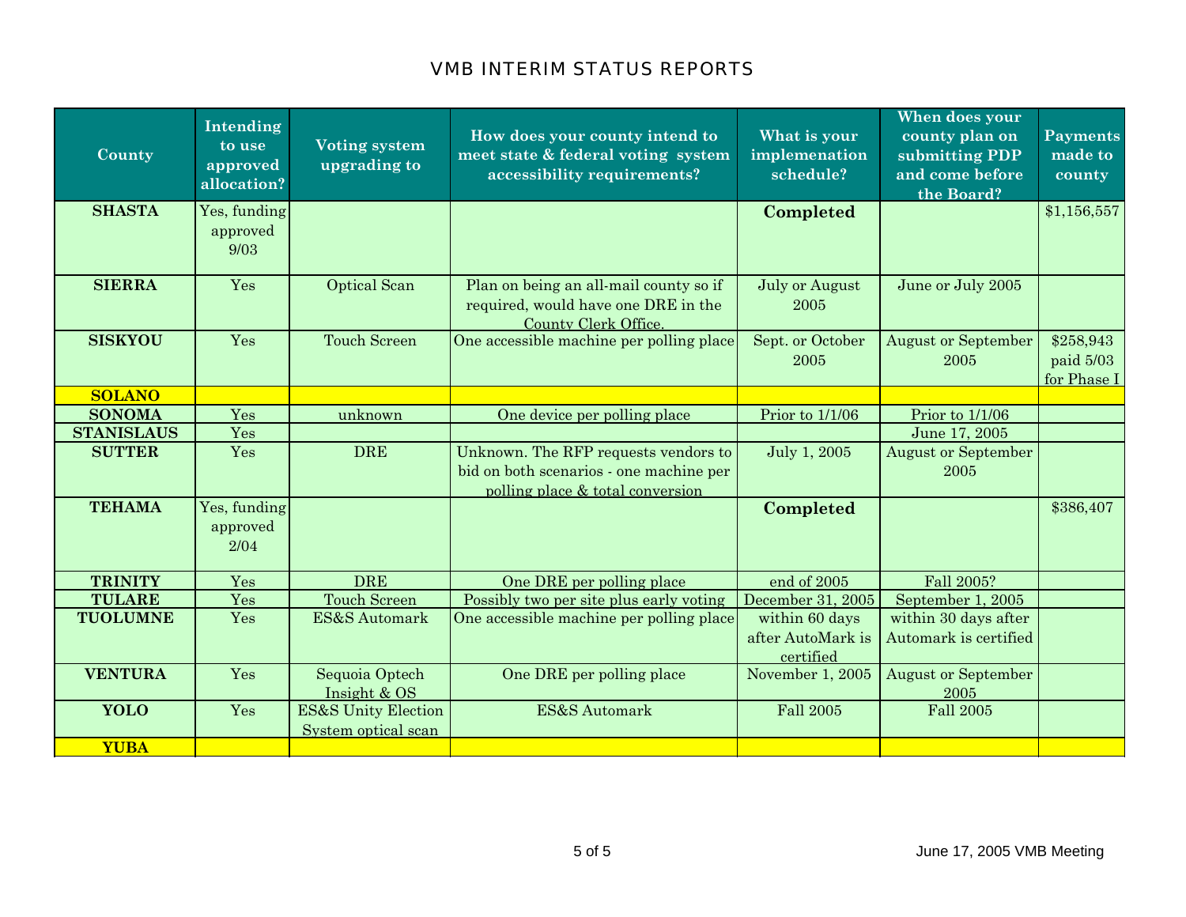# VMB INTERIM STATUS REPORTS

| County | Intending to use approved allocation? | Voting system upgrading to | How does your county intend to meet state & federal voting system accessibility requirements? | What is your implemenation schedule? | When does your county plan on submitting PDP and come before the Board? | Payments made to county |
|---|---|---|---|---|---|---|
| **SHASTA** | Yes, funding approved 9/03 | | | **Completed** | | $1,156,557 |
| **SIERRA** | Yes | Optical Scan | Plan on being an all-mail county so if required, would have one DRE in the County Clerk Office. | July or August 2005 | June or July 2005 | |
| **SISKYOU** | Yes | Touch Screen | One accessible machine per polling place | Sept. or October 2005 | August or September 2005 | $258,943 paid 5/03 for Phase I |
| **SOLANO** | | | | | | |
| **SONOMA** | Yes | unknown | One device per polling place | Prior to 1/1/06 | Prior to 1/1/06 | |
| **STANISLAUS** | Yes | | | | June 17, 2005 | |
| **SUTTER** | Yes | DRE | Unknown. The RFP requests vendors to bid on both scenarios - one machine per polling place & total conversion | July 1, 2005 | August or September 2005 | |
| **TEHAMA** | Yes, funding approved 2/04 | | | **Completed** | | $386,407 |
| **TRINITY** | Yes | DRE | One DRE per polling place | end of 2005 | Fall 2005? | |
| **TULARE** | Yes | Touch Screen | Possibly two per site plus early voting | December 31, 2005 | September 1, 2005 | |
| **TUOLUMNE** | Yes | ES&S Automark | One accessible machine per polling place | within 60 days after AutoMark is certified | within 30 days after Automark is certified | |
| **VENTURA** | Yes | Sequoia Optech Insight & OS | One DRE per polling place | November 1, 2005 | August or September 2005 | |
| **YOLO** | Yes | ES&S Unity Election System optical scan | ES&S Automark | Fall 2005 | Fall 2005 | |
| **YUBA** | | | | | | |

June 17, 2005 VMB Meeting